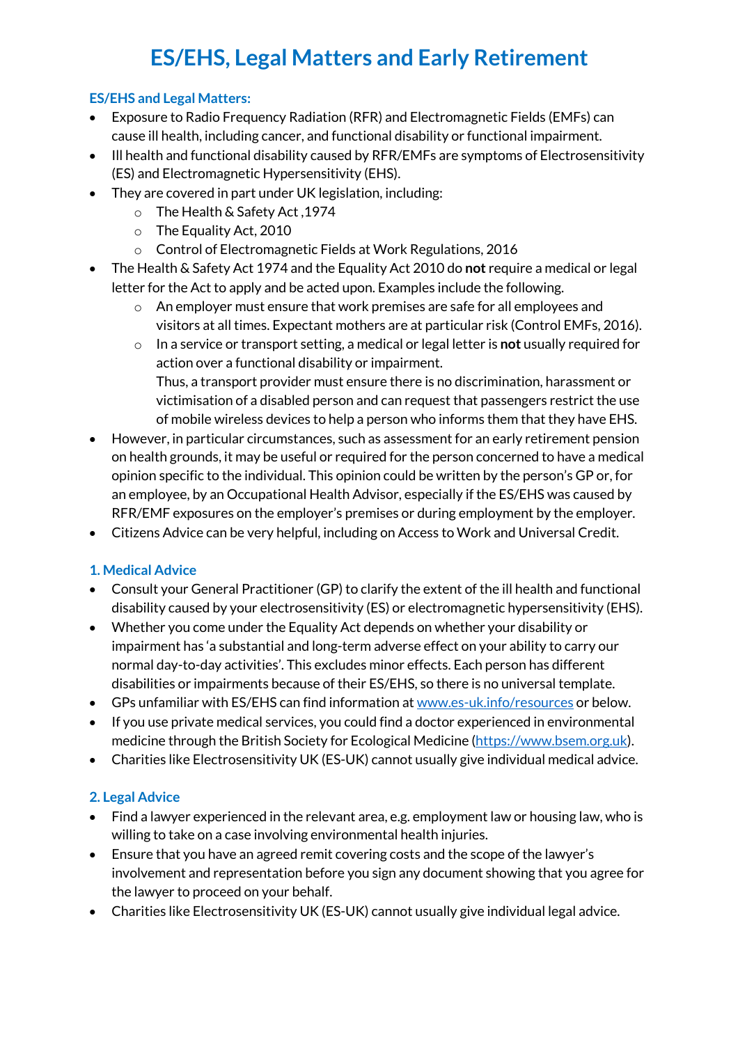# ES/EHS, Legal Matters and Early Retirement

### ES/EHS and Legal Matters:

- Exposure to Radio Frequency Radiation (RFR) and Electromagnetic Fields (EMFs) can cause ill health, including cancer, and functional disability or functional impairment.
- Ill health and functional disability caused by RFR/EMFs are symptoms of Electrosensitivity (ES) and Electromagnetic Hypersensitivity (EHS).
- They are covered in part under UK legislation, including:
  - The Health & Safety Act ,1974
  - The Equality Act, 2010
  - Control of Electromagnetic Fields at Work Regulations, 2016
- The Health & Safety Act 1974 and the Equality Act 2010 do **not** require a medical or legal letter for the Act to apply and be acted upon. Examples include the following.
  - An employer must ensure that work premises are safe for all employees and visitors at all times. Expectant mothers are at particular risk (Control EMFs, 2016).
  - In a service or transport setting, a medical or legal letter is **not** usually required for action over a functional disability or impairment.
    Thus, a transport provider must ensure there is no discrimination, harassment or victimisation of a disabled person and can request that passengers restrict the use of mobile wireless devices to help a person who informs them that they have EHS.
- However, in particular circumstances, such as assessment for an early retirement pension on health grounds, it may be useful or required for the person concerned to have a medical opinion specific to the individual. This opinion could be written by the person's GP or, for an employee, by an Occupational Health Advisor, especially if the ES/EHS was caused by RFR/EMF exposures on the employer's premises or during employment by the employer.
- Citizens Advice can be very helpful, including on Access to Work and Universal Credit.

### 1. Medical Advice

- Consult your General Practitioner (GP) to clarify the extent of the ill health and functional disability caused by your electrosensitivity (ES) or electromagnetic hypersensitivity (EHS).
- Whether you come under the Equality Act depends on whether your disability or impairment has 'a substantial and long-term adverse effect on your ability to carry our normal day-to-day activities'. This excludes minor effects. Each person has different disabilities or impairments because of their ES/EHS, so there is no universal template.
- GPs unfamiliar with ES/EHS can find information at www.es-uk.info/resources or below.
- If you use private medical services, you could find a doctor experienced in environmental medicine through the British Society for Ecological Medicine (https://www.bsem.org.uk).
- Charities like Electrosensitivity UK (ES-UK) cannot usually give individual medical advice.

### 2. Legal Advice

- Find a lawyer experienced in the relevant area, e.g. employment law or housing law, who is willing to take on a case involving environmental health injuries.
- Ensure that you have an agreed remit covering costs and the scope of the lawyer's involvement and representation before you sign any document showing that you agree for the lawyer to proceed on your behalf.
- Charities like Electrosensitivity UK (ES-UK) cannot usually give individual legal advice.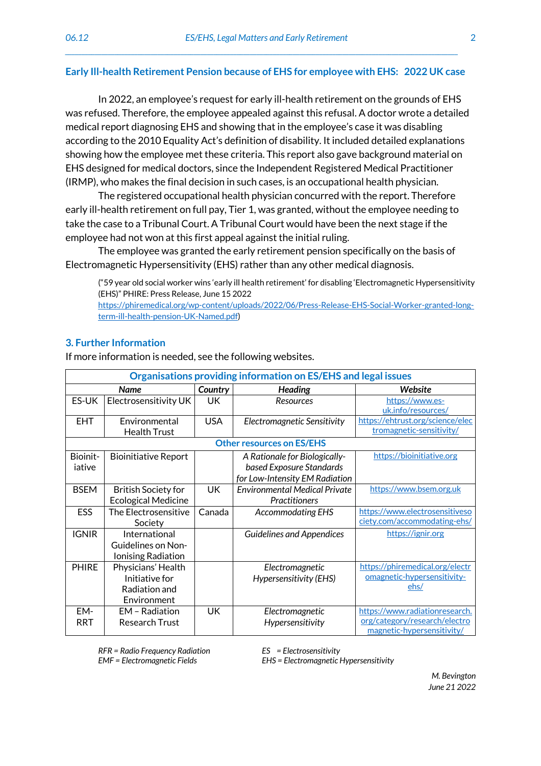## Early Ill-health Retirement Pension because of EHS for employee with EHS: 2022 UK case

In 2022, an employee's request for early ill-health retirement on the grounds of EHS was refused. Therefore, the employee appealed against this refusal. A doctor wrote a detailed medical report diagnosing EHS and showing that in the employee's case it was disabling according to the 2010 Equality Act's definition of disability. It included detailed explanations showing how the employee met these criteria. This report also gave background material on EHS designed for medical doctors, since the Independent Registered Medical Practitioner (IRMP), who makes the final decision in such cases, is an occupational health physician.

The registered occupational health physician concurred with the report. Therefore early ill-health retirement on full pay, Tier 1, was granted, without the employee needing to take the case to a Tribunal Court. A Tribunal Court would have been the next stage if the employee had not won at this first appeal against the initial ruling.

The employee was granted the early retirement pension specifically on the basis of Electromagnetic Hypersensitivity (EHS) rather than any other medical diagnosis.

("59 year old social worker wins 'early ill health retirement' for disabling 'Electromagnetic Hypersensitivity (EHS)" PHIRE: Press Release, June 15 2022 https://phiremedical.org/wp-content/uploads/2022/06/Press-Release-EHS-Social-Worker-granted-long-term-ill-health-pension-UK-Named.pdf)

## 3. Further Information

If more information is needed, see the following websites.

| Organisations providing information on ES/EHS and legal issues | | | | |
|---|---|---|---|---|
| | *Name* | *Country* | *Heading* | *Website* |
| ES-UK | Electrosensitivity UK | UK | *Resources* | https://www.es-uk.info/resources/ |
| EHT | Environmental Health Trust | USA | *Electromagnetic Sensitivity* | https://ehtrust.org/science/electromagnetic-sensitivity/ |
| **Other resources on ES/EHS** | | | | |
| Bioinit-iative | Bioinitiative Report | | *A Rationale for Biologically-based Exposure Standards for Low-Intensity EM Radiation* | https://bioinitiative.org |
| BSEM | British Society for Ecological Medicine | UK | *Environmental Medical Private Practitioners* | https://www.bsem.org.uk |
| ESS | The Electrosensitive Society | Canada | *Accommodating EHS* | https://www.electrosensitivesociety.com/accommodating-ehs/ |
| IGNIR | International Guidelines on Non-Ionising Radiation | | *Guidelines and Appendices* | https://ignir.org |
| PHIRE | Physicians' Health Initiative for Radiation and Environment | | *Electromagnetic Hypersensitivity (EHS)* | https://phiremedical.org/electromagnetic-hypersensitivity-ehs/ |
| EM-RRT | EM – Radiation Research Trust | UK | *Electromagnetic Hypersensitivity* | https://www.radiationresearch.org/category/research/electromagnetic-hypersensitivity/ |

*RFR = Radio Frequency Radiation*
*EMF = Electromagnetic Fields*
*ES = Electrosensitivity*
*EHS = Electromagnetic Hypersensitivity*

*M. Bevington*
*June 21 2022*